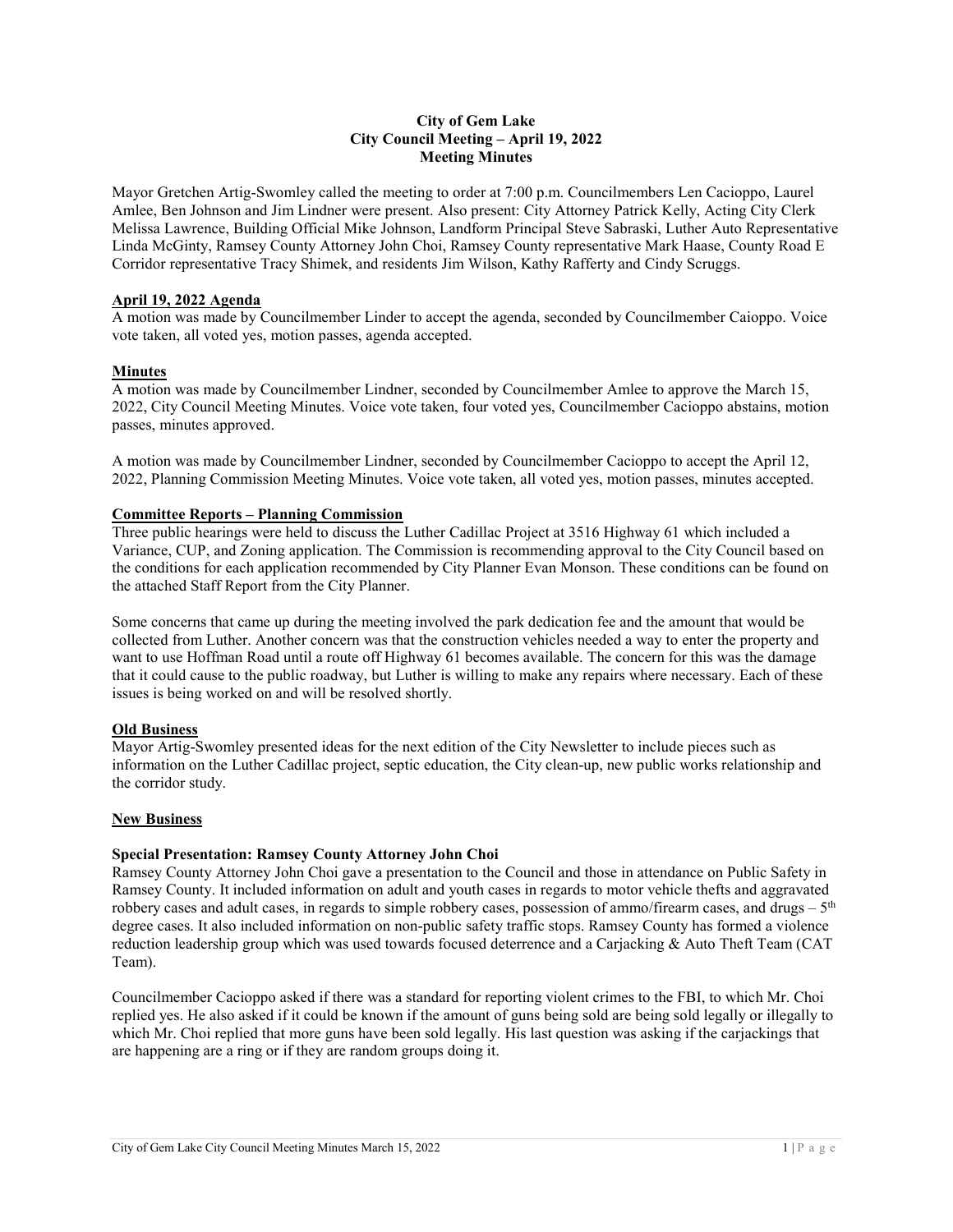# City of Gem Lake
## City Council Meeting – April 19, 2022
## Meeting Minutes

Mayor Gretchen Artig-Swomley called the meeting to order at 7:00 p.m. Councilmembers Len Cacioppo, Laurel Amlee, Ben Johnson and Jim Lindner were present. Also present: City Attorney Patrick Kelly, Acting City Clerk Melissa Lawrence, Building Official Mike Johnson, Landform Principal Steve Sabraski, Luther Auto Representative Linda McGinty, Ramsey County Attorney John Choi, Ramsey County representative Mark Haase, County Road E Corridor representative Tracy Shimek, and residents Jim Wilson, Kathy Rafferty and Cindy Scruggs.

### April 19, 2022 Agenda

A motion was made by Councilmember Linder to accept the agenda, seconded by Councilmember Caioppo. Voice vote taken, all voted yes, motion passes, agenda accepted.

### Minutes

A motion was made by Councilmember Lindner, seconded by Councilmember Amlee to approve the March 15, 2022, City Council Meeting Minutes. Voice vote taken, four voted yes, Councilmember Cacioppo abstains, motion passes, minutes approved.

A motion was made by Councilmember Lindner, seconded by Councilmember Cacioppo to accept the April 12, 2022, Planning Commission Meeting Minutes. Voice vote taken, all voted yes, motion passes, minutes accepted.

### Committee Reports – Planning Commission

Three public hearings were held to discuss the Luther Cadillac Project at 3516 Highway 61 which included a Variance, CUP, and Zoning application. The Commission is recommending approval to the City Council based on the conditions for each application recommended by City Planner Evan Monson. These conditions can be found on the attached Staff Report from the City Planner.

Some concerns that came up during the meeting involved the park dedication fee and the amount that would be collected from Luther. Another concern was that the construction vehicles needed a way to enter the property and want to use Hoffman Road until a route off Highway 61 becomes available. The concern for this was the damage that it could cause to the public roadway, but Luther is willing to make any repairs where necessary. Each of these issues is being worked on and will be resolved shortly.

### Old Business

Mayor Artig-Swomley presented ideas for the next edition of the City Newsletter to include pieces such as information on the Luther Cadillac project, septic education, the City clean-up, new public works relationship and the corridor study.

### New Business

#### Special Presentation: Ramsey County Attorney John Choi

Ramsey County Attorney John Choi gave a presentation to the Council and those in attendance on Public Safety in Ramsey County. It included information on adult and youth cases in regards to motor vehicle thefts and aggravated robbery cases and adult cases, in regards to simple robbery cases, possession of ammo/firearm cases, and drugs – 5th degree cases. It also included information on non-public safety traffic stops. Ramsey County has formed a violence reduction leadership group which was used towards focused deterrence and a Carjacking & Auto Theft Team (CAT Team).

Councilmember Cacioppo asked if there was a standard for reporting violent crimes to the FBI, to which Mr. Choi replied yes. He also asked if it could be known if the amount of guns being sold are being sold legally or illegally to which Mr. Choi replied that more guns have been sold legally. His last question was asking if the carjackings that are happening are a ring or if they are random groups doing it.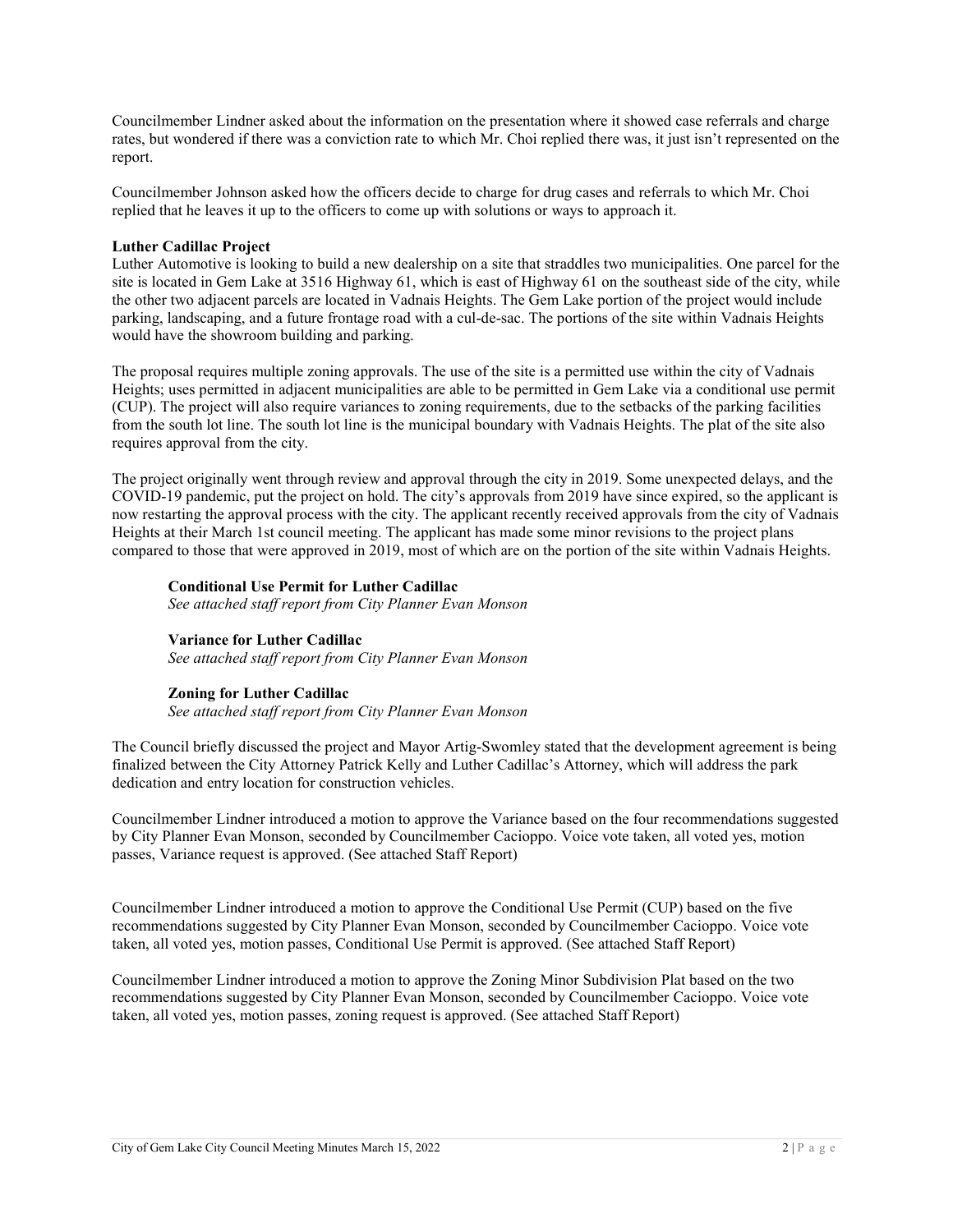Councilmember Lindner asked about the information on the presentation where it showed case referrals and charge rates, but wondered if there was a conviction rate to which Mr. Choi replied there was, it just isn't represented on the report.

Councilmember Johnson asked how the officers decide to charge for drug cases and referrals to which Mr. Choi replied that he leaves it up to the officers to come up with solutions or ways to approach it.

**Luther Cadillac Project**

Luther Automotive is looking to build a new dealership on a site that straddles two municipalities. One parcel for the site is located in Gem Lake at 3516 Highway 61, which is east of Highway 61 on the southeast side of the city, while the other two adjacent parcels are located in Vadnais Heights. The Gem Lake portion of the project would include parking, landscaping, and a future frontage road with a cul-de-sac. The portions of the site within Vadnais Heights would have the showroom building and parking.

The proposal requires multiple zoning approvals. The use of the site is a permitted use within the city of Vadnais Heights; uses permitted in adjacent municipalities are able to be permitted in Gem Lake via a conditional use permit (CUP). The project will also require variances to zoning requirements, due to the setbacks of the parking facilities from the south lot line. The south lot line is the municipal boundary with Vadnais Heights. The plat of the site also requires approval from the city.

The project originally went through review and approval through the city in 2019. Some unexpected delays, and the COVID-19 pandemic, put the project on hold. The city's approvals from 2019 have since expired, so the applicant is now restarting the approval process with the city. The applicant recently received approvals from the city of Vadnais Heights at their March 1st council meeting. The applicant has made some minor revisions to the project plans compared to those that were approved in 2019, most of which are on the portion of the site within Vadnais Heights.

**Conditional Use Permit for Luther Cadillac**
*See attached staff report from City Planner Evan Monson*

**Variance for Luther Cadillac**
*See attached staff report from City Planner Evan Monson*

**Zoning for Luther Cadillac**
*See attached staff report from City Planner Evan Monson*

The Council briefly discussed the project and Mayor Artig-Swomley stated that the development agreement is being finalized between the City Attorney Patrick Kelly and Luther Cadillac's Attorney, which will address the park dedication and entry location for construction vehicles.

Councilmember Lindner introduced a motion to approve the Variance based on the four recommendations suggested by City Planner Evan Monson, seconded by Councilmember Cacioppo. Voice vote taken, all voted yes, motion passes, Variance request is approved. (See attached Staff Report)

Councilmember Lindner introduced a motion to approve the Conditional Use Permit (CUP) based on the five recommendations suggested by City Planner Evan Monson, seconded by Councilmember Cacioppo. Voice vote taken, all voted yes, motion passes, Conditional Use Permit is approved. (See attached Staff Report)

Councilmember Lindner introduced a motion to approve the Zoning Minor Subdivision Plat based on the two recommendations suggested by City Planner Evan Monson, seconded by Councilmember Cacioppo. Voice vote taken, all voted yes, motion passes, zoning request is approved. (See attached Staff Report)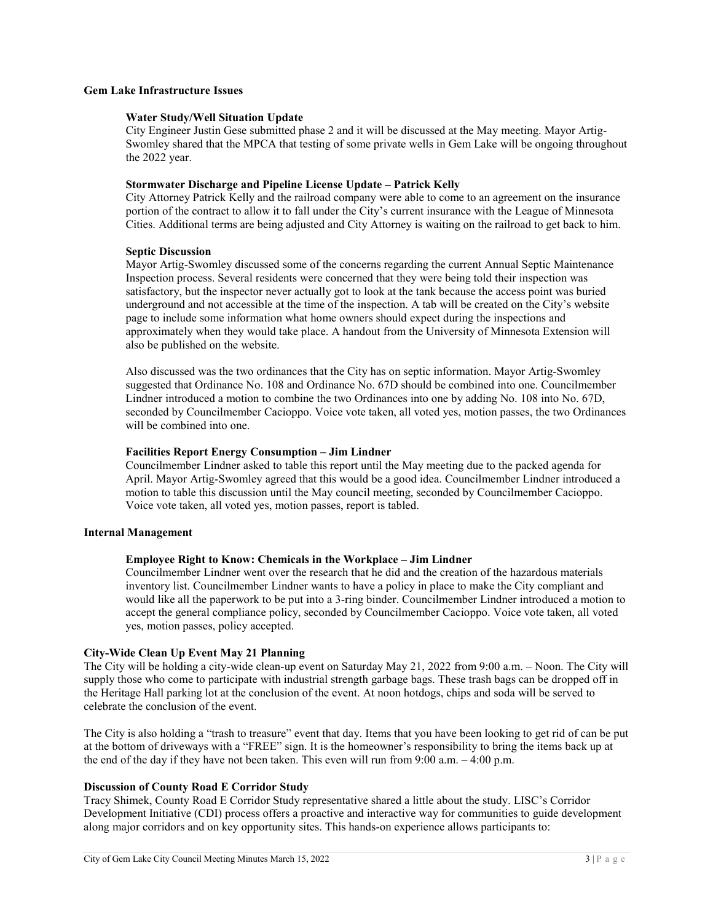**Gem Lake Infrastructure Issues**

**Water Study/Well Situation Update**

City Engineer Justin Gese submitted phase 2 and it will be discussed at the May meeting. Mayor Artig-Swomley shared that the MPCA that testing of some private wells in Gem Lake will be ongoing throughout the 2022 year.

**Stormwater Discharge and Pipeline License Update – Patrick Kelly**

City Attorney Patrick Kelly and the railroad company were able to come to an agreement on the insurance portion of the contract to allow it to fall under the City's current insurance with the League of Minnesota Cities. Additional terms are being adjusted and City Attorney is waiting on the railroad to get back to him.

**Septic Discussion**

Mayor Artig-Swomley discussed some of the concerns regarding the current Annual Septic Maintenance Inspection process. Several residents were concerned that they were being told their inspection was satisfactory, but the inspector never actually got to look at the tank because the access point was buried underground and not accessible at the time of the inspection. A tab will be created on the City's website page to include some information what home owners should expect during the inspections and approximately when they would take place. A handout from the University of Minnesota Extension will also be published on the website.

Also discussed was the two ordinances that the City has on septic information. Mayor Artig-Swomley suggested that Ordinance No. 108 and Ordinance No. 67D should be combined into one. Councilmember Lindner introduced a motion to combine the two Ordinances into one by adding No. 108 into No. 67D, seconded by Councilmember Cacioppo. Voice vote taken, all voted yes, motion passes, the two Ordinances will be combined into one.

**Facilities Report Energy Consumption – Jim Lindner**

Councilmember Lindner asked to table this report until the May meeting due to the packed agenda for April. Mayor Artig-Swomley agreed that this would be a good idea. Councilmember Lindner introduced a motion to table this discussion until the May council meeting, seconded by Councilmember Cacioppo. Voice vote taken, all voted yes, motion passes, report is tabled.

**Internal Management**

**Employee Right to Know: Chemicals in the Workplace – Jim Lindner**

Councilmember Lindner went over the research that he did and the creation of the hazardous materials inventory list. Councilmember Lindner wants to have a policy in place to make the City compliant and would like all the paperwork to be put into a 3-ring binder. Councilmember Lindner introduced a motion to accept the general compliance policy, seconded by Councilmember Cacioppo. Voice vote taken, all voted yes, motion passes, policy accepted.

**City-Wide Clean Up Event May 21 Planning**

The City will be holding a city-wide clean-up event on Saturday May 21, 2022 from 9:00 a.m. – Noon. The City will supply those who come to participate with industrial strength garbage bags. These trash bags can be dropped off in the Heritage Hall parking lot at the conclusion of the event. At noon hotdogs, chips and soda will be served to celebrate the conclusion of the event.

The City is also holding a "trash to treasure" event that day. Items that you have been looking to get rid of can be put at the bottom of driveways with a "FREE" sign. It is the homeowner's responsibility to bring the items back up at the end of the day if they have not been taken. This even will run from 9:00 a.m. – 4:00 p.m.

**Discussion of County Road E Corridor Study**

Tracy Shimek, County Road E Corridor Study representative shared a little about the study. LISC's Corridor Development Initiative (CDI) process offers a proactive and interactive way for communities to guide development along major corridors and on key opportunity sites. This hands-on experience allows participants to: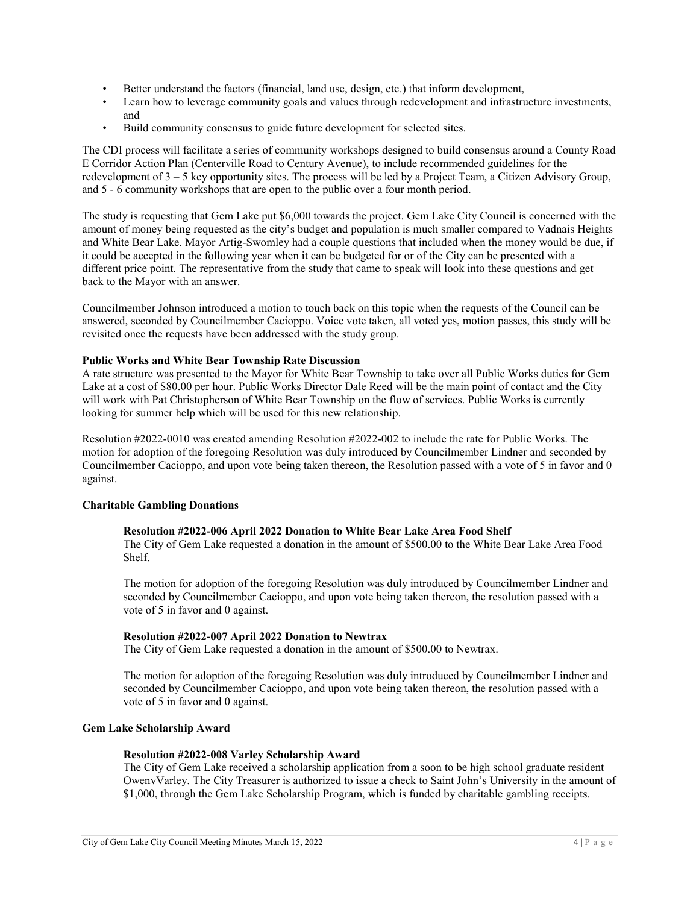- Better understand the factors (financial, land use, design, etc.) that inform development,
- Learn how to leverage community goals and values through redevelopment and infrastructure investments, and
- Build community consensus to guide future development for selected sites.

The CDI process will facilitate a series of community workshops designed to build consensus around a County Road E Corridor Action Plan (Centerville Road to Century Avenue), to include recommended guidelines for the redevelopment of 3 – 5 key opportunity sites. The process will be led by a Project Team, a Citizen Advisory Group, and 5 - 6 community workshops that are open to the public over a four month period.

The study is requesting that Gem Lake put $6,000 towards the project. Gem Lake City Council is concerned with the amount of money being requested as the city's budget and population is much smaller compared to Vadnais Heights and White Bear Lake. Mayor Artig-Swomley had a couple questions that included when the money would be due, if it could be accepted in the following year when it can be budgeted for or of the City can be presented with a different price point. The representative from the study that came to speak will look into these questions and get back to the Mayor with an answer.

Councilmember Johnson introduced a motion to touch back on this topic when the requests of the Council can be answered, seconded by Councilmember Cacioppo. Voice vote taken, all voted yes, motion passes, this study will be revisited once the requests have been addressed with the study group.

**Public Works and White Bear Township Rate Discussion**

A rate structure was presented to the Mayor for White Bear Township to take over all Public Works duties for Gem Lake at a cost of $80.00 per hour. Public Works Director Dale Reed will be the main point of contact and the City will work with Pat Christopherson of White Bear Township on the flow of services. Public Works is currently looking for summer help which will be used for this new relationship.

Resolution #2022-0010 was created amending Resolution #2022-002 to include the rate for Public Works. The motion for adoption of the foregoing Resolution was duly introduced by Councilmember Lindner and seconded by Councilmember Cacioppo, and upon vote being taken thereon, the Resolution passed with a vote of 5 in favor and 0 against.

**Charitable Gambling Donations**

**Resolution #2022-006 April 2022 Donation to White Bear Lake Area Food Shelf**

The City of Gem Lake requested a donation in the amount of $500.00 to the White Bear Lake Area Food Shelf.

The motion for adoption of the foregoing Resolution was duly introduced by Councilmember Lindner and seconded by Councilmember Cacioppo, and upon vote being taken thereon, the resolution passed with a vote of 5 in favor and 0 against.

**Resolution #2022-007 April 2022 Donation to Newtrax**

The City of Gem Lake requested a donation in the amount of $500.00 to Newtrax.

The motion for adoption of the foregoing Resolution was duly introduced by Councilmember Lindner and seconded by Councilmember Cacioppo, and upon vote being taken thereon, the resolution passed with a vote of 5 in favor and 0 against.

**Gem Lake Scholarship Award**

**Resolution #2022-008 Varley Scholarship Award**

The City of Gem Lake received a scholarship application from a soon to be high school graduate resident OwenvVarley. The City Treasurer is authorized to issue a check to Saint John's University in the amount of $1,000, through the Gem Lake Scholarship Program, which is funded by charitable gambling receipts.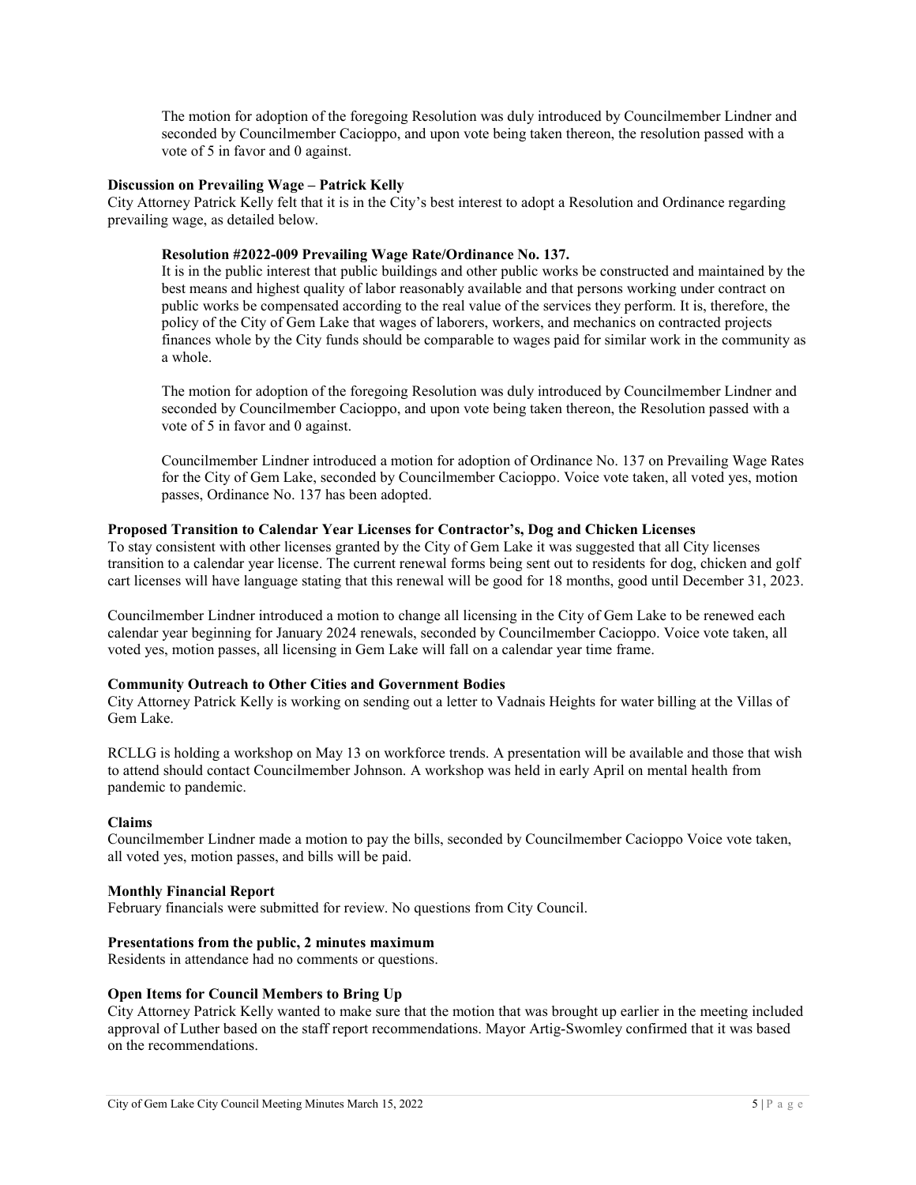The motion for adoption of the foregoing Resolution was duly introduced by Councilmember Lindner and seconded by Councilmember Cacioppo, and upon vote being taken thereon, the resolution passed with a vote of 5 in favor and 0 against.

**Discussion on Prevailing Wage – Patrick Kelly**

City Attorney Patrick Kelly felt that it is in the City's best interest to adopt a Resolution and Ordinance regarding prevailing wage, as detailed below.

**Resolution #2022-009 Prevailing Wage Rate/Ordinance No. 137.**

It is in the public interest that public buildings and other public works be constructed and maintained by the best means and highest quality of labor reasonably available and that persons working under contract on public works be compensated according to the real value of the services they perform. It is, therefore, the policy of the City of Gem Lake that wages of laborers, workers, and mechanics on contracted projects finances whole by the City funds should be comparable to wages paid for similar work in the community as a whole.

The motion for adoption of the foregoing Resolution was duly introduced by Councilmember Lindner and seconded by Councilmember Cacioppo, and upon vote being taken thereon, the Resolution passed with a vote of 5 in favor and 0 against.

Councilmember Lindner introduced a motion for adoption of Ordinance No. 137 on Prevailing Wage Rates for the City of Gem Lake, seconded by Councilmember Cacioppo. Voice vote taken, all voted yes, motion passes, Ordinance No. 137 has been adopted.

**Proposed Transition to Calendar Year Licenses for Contractor's, Dog and Chicken Licenses**

To stay consistent with other licenses granted by the City of Gem Lake it was suggested that all City licenses transition to a calendar year license. The current renewal forms being sent out to residents for dog, chicken and golf cart licenses will have language stating that this renewal will be good for 18 months, good until December 31, 2023.

Councilmember Lindner introduced a motion to change all licensing in the City of Gem Lake to be renewed each calendar year beginning for January 2024 renewals, seconded by Councilmember Cacioppo. Voice vote taken, all voted yes, motion passes, all licensing in Gem Lake will fall on a calendar year time frame.

**Community Outreach to Other Cities and Government Bodies**

City Attorney Patrick Kelly is working on sending out a letter to Vadnais Heights for water billing at the Villas of Gem Lake.

RCLLG is holding a workshop on May 13 on workforce trends. A presentation will be available and those that wish to attend should contact Councilmember Johnson. A workshop was held in early April on mental health from pandemic to pandemic.

**Claims**

Councilmember Lindner made a motion to pay the bills, seconded by Councilmember Cacioppo Voice vote taken, all voted yes, motion passes, and bills will be paid.

**Monthly Financial Report**

February financials were submitted for review. No questions from City Council.

**Presentations from the public, 2 minutes maximum**

Residents in attendance had no comments or questions.

**Open Items for Council Members to Bring Up**

City Attorney Patrick Kelly wanted to make sure that the motion that was brought up earlier in the meeting included approval of Luther based on the staff report recommendations. Mayor Artig-Swomley confirmed that it was based on the recommendations.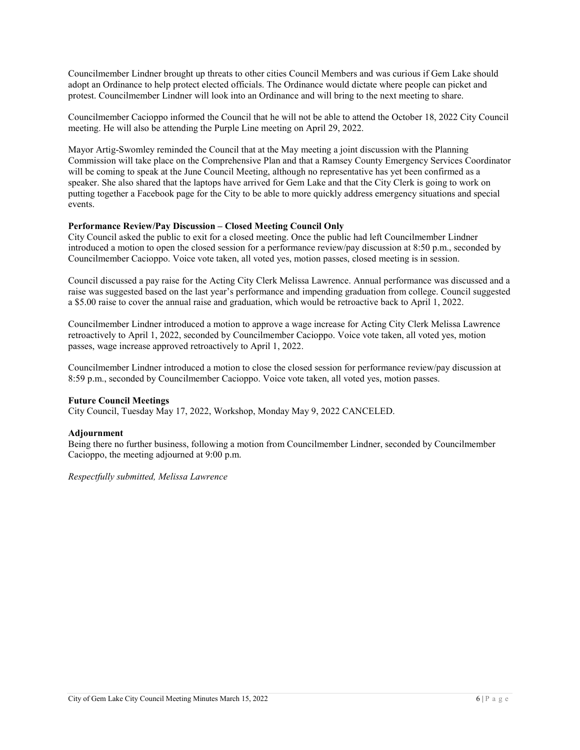Councilmember Lindner brought up threats to other cities Council Members and was curious if Gem Lake should adopt an Ordinance to help protect elected officials. The Ordinance would dictate where people can picket and protest. Councilmember Lindner will look into an Ordinance and will bring to the next meeting to share.

Councilmember Cacioppo informed the Council that he will not be able to attend the October 18, 2022 City Council meeting. He will also be attending the Purple Line meeting on April 29, 2022.

Mayor Artig-Swomley reminded the Council that at the May meeting a joint discussion with the Planning Commission will take place on the Comprehensive Plan and that a Ramsey County Emergency Services Coordinator will be coming to speak at the June Council Meeting, although no representative has yet been confirmed as a speaker. She also shared that the laptops have arrived for Gem Lake and that the City Clerk is going to work on putting together a Facebook page for the City to be able to more quickly address emergency situations and special events.

**Performance Review/Pay Discussion – Closed Meeting Council Only**
City Council asked the public to exit for a closed meeting. Once the public had left Councilmember Lindner introduced a motion to open the closed session for a performance review/pay discussion at 8:50 p.m., seconded by Councilmember Cacioppo. Voice vote taken, all voted yes, motion passes, closed meeting is in session.

Council discussed a pay raise for the Acting City Clerk Melissa Lawrence. Annual performance was discussed and a raise was suggested based on the last year's performance and impending graduation from college. Council suggested a $5.00 raise to cover the annual raise and graduation, which would be retroactive back to April 1, 2022.

Councilmember Lindner introduced a motion to approve a wage increase for Acting City Clerk Melissa Lawrence retroactively to April 1, 2022, seconded by Councilmember Cacioppo. Voice vote taken, all voted yes, motion passes, wage increase approved retroactively to April 1, 2022.

Councilmember Lindner introduced a motion to close the closed session for performance review/pay discussion at 8:59 p.m., seconded by Councilmember Cacioppo. Voice vote taken, all voted yes, motion passes.

**Future Council Meetings**
City Council, Tuesday May 17, 2022, Workshop, Monday May 9, 2022 CANCELED.

**Adjournment**
Being there no further business, following a motion from Councilmember Lindner, seconded by Councilmember Cacioppo, the meeting adjourned at 9:00 p.m.

*Respectfully submitted, Melissa Lawrence*